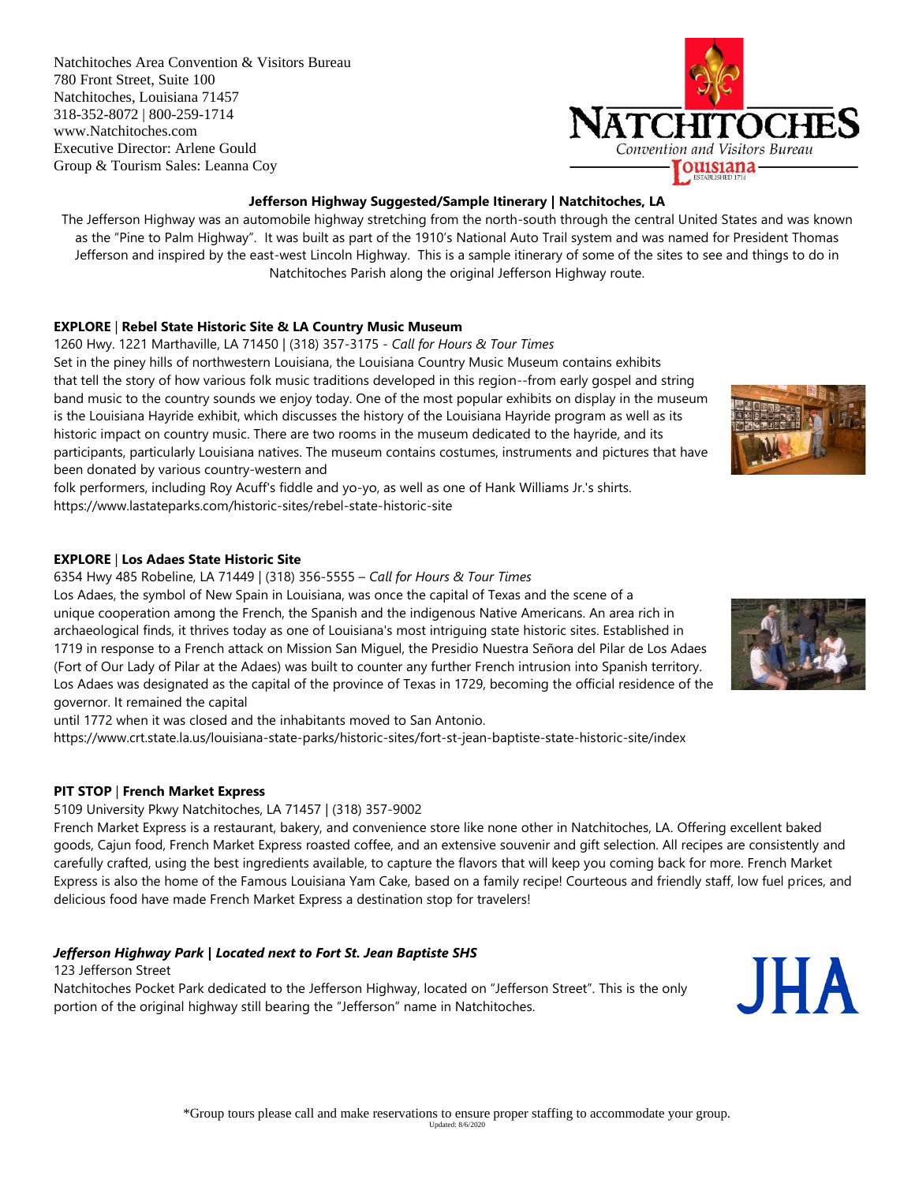Natchitoches Area Convention & Visitors Bureau
780 Front Street, Suite 100
Natchitoches, Louisiana 71457
318-352-8072 | 800-259-1714
www.Natchitoches.com
Executive Director: Arlene Gould
Group & Tourism Sales: Leanna Coy

NATCHITOCHES
Convention and Visitors Bureau
Louisiana
ESTABLISHED 1714

## Jefferson Highway Suggested/Sample Itinerary | Natchitoches, LA

The Jefferson Highway was an automobile highway stretching from the north-south through the central United States and was known as the "Pine to Palm Highway". It was built as part of the 1910's National Auto Trail system and was named for President Thomas Jefferson and inspired by the east-west Lincoln Highway. This is a sample itinerary of some of the sites to see and things to do in Natchitoches Parish along the original Jefferson Highway route.

### EXPLORE | Rebel State Historic Site & LA Country Music Museum

1260 Hwy. 1221 Marthaville, LA 71450 | (318) 357-3175 - *Call for Hours & Tour Times*

Set in the piney hills of northwestern Louisiana, the Louisiana Country Music Museum contains exhibits that tell the story of how various folk music traditions developed in this region--from early gospel and string band music to the country sounds we enjoy today. One of the most popular exhibits on display in the museum is the Louisiana Hayride exhibit, which discusses the history of the Louisiana Hayride program as well as its historic impact on country music. There are two rooms in the museum dedicated to the hayride, and its participants, particularly Louisiana natives. The museum contains costumes, instruments and pictures that have been donated by various country-western and folk performers, including Roy Acuff's fiddle and yo-yo, as well as one of Hank Williams Jr.'s shirts.

https://www.lastateparks.com/historic-sites/rebel-state-historic-site

### EXPLORE | Los Adaes State Historic Site

6354 Hwy 485 Robeline, LA 71449 | (318) 356-5555 – *Call for Hours & Tour Times*

Los Adaes, the symbol of New Spain in Louisiana, was once the capital of Texas and the scene of a unique cooperation among the French, the Spanish and the indigenous Native Americans. An area rich in archaeological finds, it thrives today as one of Louisiana's most intriguing state historic sites. Established in 1719 in response to a French attack on Mission San Miguel, the Presidio Nuestra Señora del Pilar de Los Adaes (Fort of Our Lady of Pilar at the Adaes) was built to counter any further French intrusion into Spanish territory. Los Adaes was designated as the capital of the province of Texas in 1729, becoming the official residence of the governor. It remained the capital until 1772 when it was closed and the inhabitants moved to San Antonio.

https://www.crt.state.la.us/louisiana-state-parks/historic-sites/fort-st-jean-baptiste-state-historic-site/index

### PIT STOP | French Market Express

5109 University Pkwy Natchitoches, LA 71457 | (318) 357-9002

French Market Express is a restaurant, bakery, and convenience store like none other in Natchitoches, LA. Offering excellent baked goods, Cajun food, French Market Express roasted coffee, and an extensive souvenir and gift selection. All recipes are consistently and carefully crafted, using the best ingredients available, to capture the flavors that will keep you coming back for more. French Market Express is also the home of the Famous Louisiana Yam Cake, based on a family recipe! Courteous and friendly staff, low fuel prices, and delicious food have made French Market Express a destination stop for travelers!

### *Jefferson Highway Park | Located next to Fort St. Jean Baptiste SHS*

123 Jefferson Street

Natchitoches Pocket Park dedicated to the Jefferson Highway, located on "Jefferson Street". This is the only portion of the original highway still bearing the "Jefferson" name in Natchitoches.

JHA

*Group tours please call and make reservations to ensure proper staffing to accommodate your group.

Updated: 8/6/2020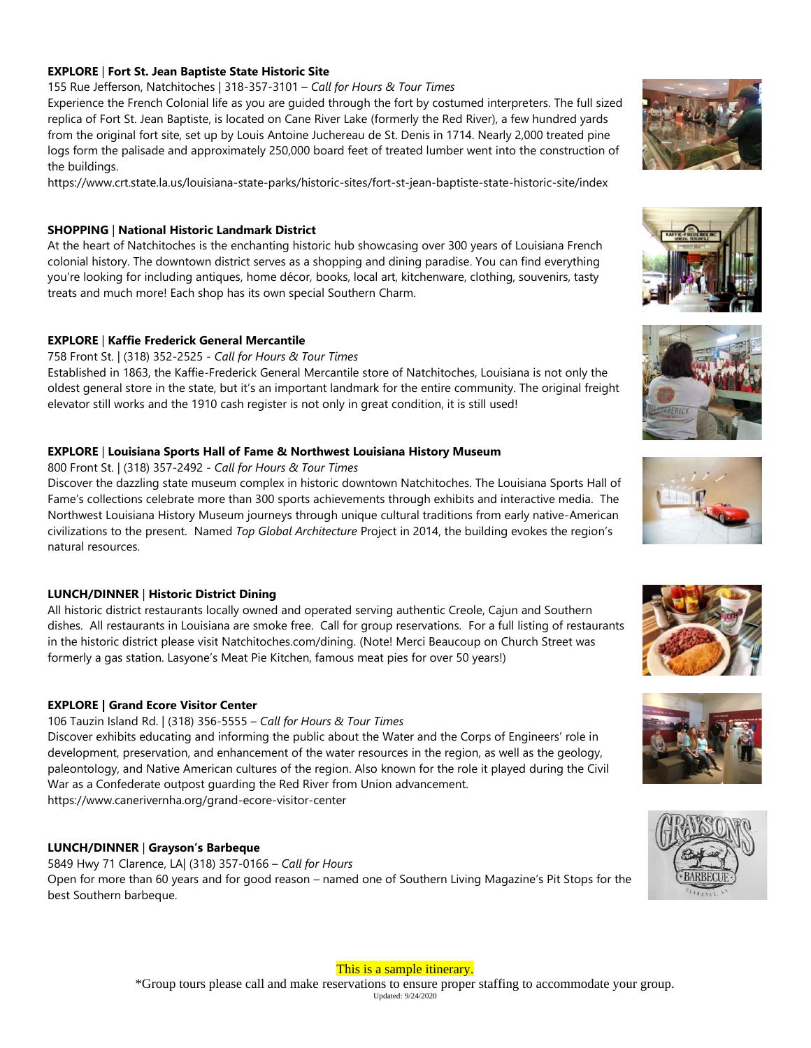**EXPLORE** | **Fort St. Jean Baptiste State Historic Site**

155 Rue Jefferson, Natchitoches | 318-357-3101 – *Call for Hours & Tour Times*

Experience the French Colonial life as you are guided through the fort by costumed interpreters. The full sized replica of Fort St. Jean Baptiste, is located on Cane River Lake (formerly the Red River), a few hundred yards from the original fort site, set up by Louis Antoine Juchereau de St. Denis in 1714. Nearly 2,000 treated pine logs form the palisade and approximately 250,000 board feet of treated lumber went into the construction of the buildings.

https://www.crt.state.la.us/louisiana-state-parks/historic-sites/fort-st-jean-baptiste-state-historic-site/index

**SHOPPING** | **National Historic Landmark District**

At the heart of Natchitoches is the enchanting historic hub showcasing over 300 years of Louisiana French colonial history. The downtown district serves as a shopping and dining paradise. You can find everything you're looking for including antiques, home décor, books, local art, kitchenware, clothing, souvenirs, tasty treats and much more! Each shop has its own special Southern Charm.

**EXPLORE** | **Kaffie Frederick General Mercantile**

758 Front St. | (318) 352-2525 - *Call for Hours & Tour Times*

Established in 1863, the Kaffie-Frederick General Mercantile store of Natchitoches, Louisiana is not only the oldest general store in the state, but it's an important landmark for the entire community. The original freight elevator still works and the 1910 cash register is not only in great condition, it is still used!

**EXPLORE** | **Louisiana Sports Hall of Fame & Northwest Louisiana History Museum**

800 Front St. | (318) 357-2492 - *Call for Hours & Tour Times*

Discover the dazzling state museum complex in historic downtown Natchitoches. The Louisiana Sports Hall of Fame's collections celebrate more than 300 sports achievements through exhibits and interactive media. The Northwest Louisiana History Museum journeys through unique cultural traditions from early native-American civilizations to the present. Named *Top Global Architecture* Project in 2014, the building evokes the region's natural resources.

**LUNCH/DINNER** | **Historic District Dining**

All historic district restaurants locally owned and operated serving authentic Creole, Cajun and Southern dishes. All restaurants in Louisiana are smoke free. Call for group reservations. For a full listing of restaurants in the historic district please visit Natchitoches.com/dining. (Note! Merci Beaucoup on Church Street was formerly a gas station. Lasyone's Meat Pie Kitchen, famous meat pies for over 50 years!)

**EXPLORE | Grand Ecore Visitor Center**

106 Tauzin Island Rd. | (318) 356-5555 – *Call for Hours & Tour Times*

Discover exhibits educating and informing the public about the Water and the Corps of Engineers' role in development, preservation, and enhancement of the water resources in the region, as well as the geology, paleontology, and Native American cultures of the region. Also known for the role it played during the Civil War as a Confederate outpost guarding the Red River from Union advancement.

https://www.canerivernha.org/grand-ecore-visitor-center

**LUNCH/DINNER** | **Grayson's Barbeque**

5849 Hwy 71 Clarence, LA| (318) 357-0166 – *Call for Hours*

Open for more than 60 years and for good reason – named one of Southern Living Magazine's Pit Stops for the best Southern barbeque.

This is a sample itinerary.

*Group tours please call and make reservations to ensure proper staffing to accommodate your group.

Updated: 9/24/2020